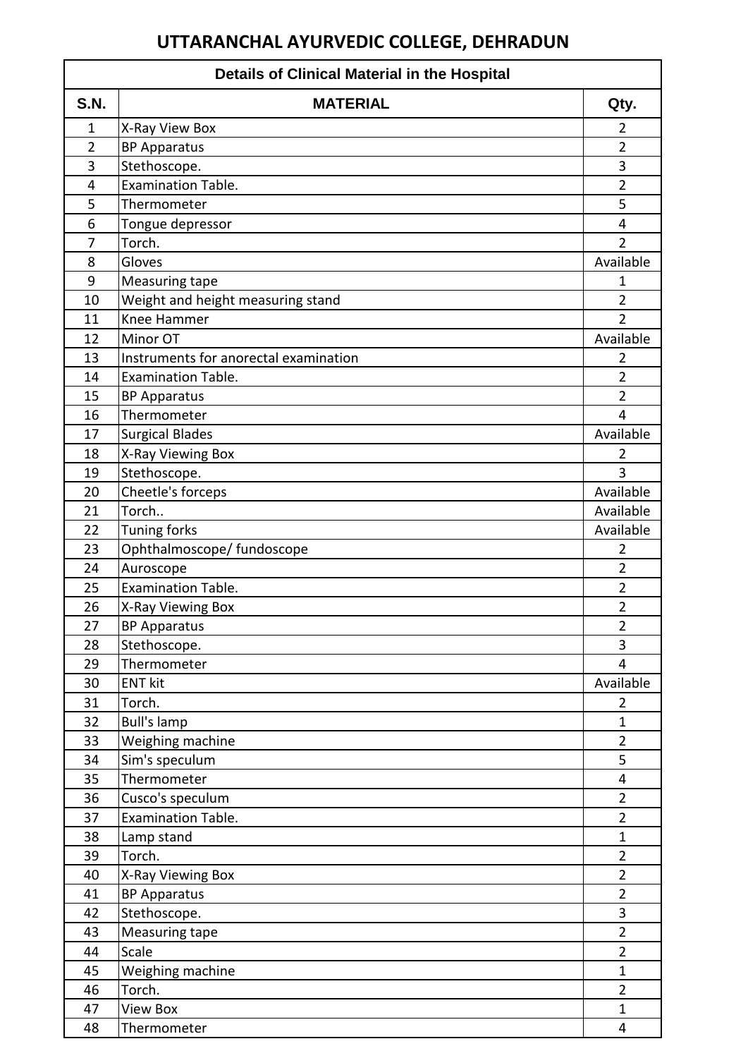# UTTARANCHAL AYURVEDIC COLLEGE, DEHRADUN

| Details of Clinical Material in the Hospital | | |
|---|---|---|
| **S.N.** | **MATERIAL** | **Qty.** |
| 1 | X-Ray View Box | 2 |
| 2 | BP Apparatus | 2 |
| 3 | Stethoscope. | 3 |
| 4 | Examination Table. | 2 |
| 5 | Thermometer | 5 |
| 6 | Tongue depressor | 4 |
| 7 | Torch. | 2 |
| 8 | Gloves | Available |
| 9 | Measuring tape | 1 |
| 10 | Weight and height measuring stand | 2 |
| 11 | Knee Hammer | 2 |
| 12 | Minor OT | Available |
| 13 | Instruments for anorectal examination | 2 |
| 14 | Examination Table. | 2 |
| 15 | BP Apparatus | 2 |
| 16 | Thermometer | 4 |
| 17 | Surgical Blades | Available |
| 18 | X-Ray Viewing Box | 2 |
| 19 | Stethoscope. | 3 |
| 20 | Cheetle's forceps | Available |
| 21 | Torch.. | Available |
| 22 | Tuning forks | Available |
| 23 | Ophthalmoscope/ fundoscope | 2 |
| 24 | Auroscope | 2 |
| 25 | Examination Table. | 2 |
| 26 | X-Ray Viewing Box | 2 |
| 27 | BP Apparatus | 2 |
| 28 | Stethoscope. | 3 |
| 29 | Thermometer | 4 |
| 30 | ENT kit | Available |
| 31 | Torch. | 2 |
| 32 | Bull's lamp | 1 |
| 33 | Weighing machine | 2 |
| 34 | Sim's speculum | 5 |
| 35 | Thermometer | 4 |
| 36 | Cusco's speculum | 2 |
| 37 | Examination Table. | 2 |
| 38 | Lamp stand | 1 |
| 39 | Torch. | 2 |
| 40 | X-Ray Viewing Box | 2 |
| 41 | BP Apparatus | 2 |
| 42 | Stethoscope. | 3 |
| 43 | Measuring tape | 2 |
| 44 | Scale | 2 |
| 45 | Weighing machine | 1 |
| 46 | Torch. | 2 |
| 47 | View Box | 1 |
| 48 | Thermometer | 4 |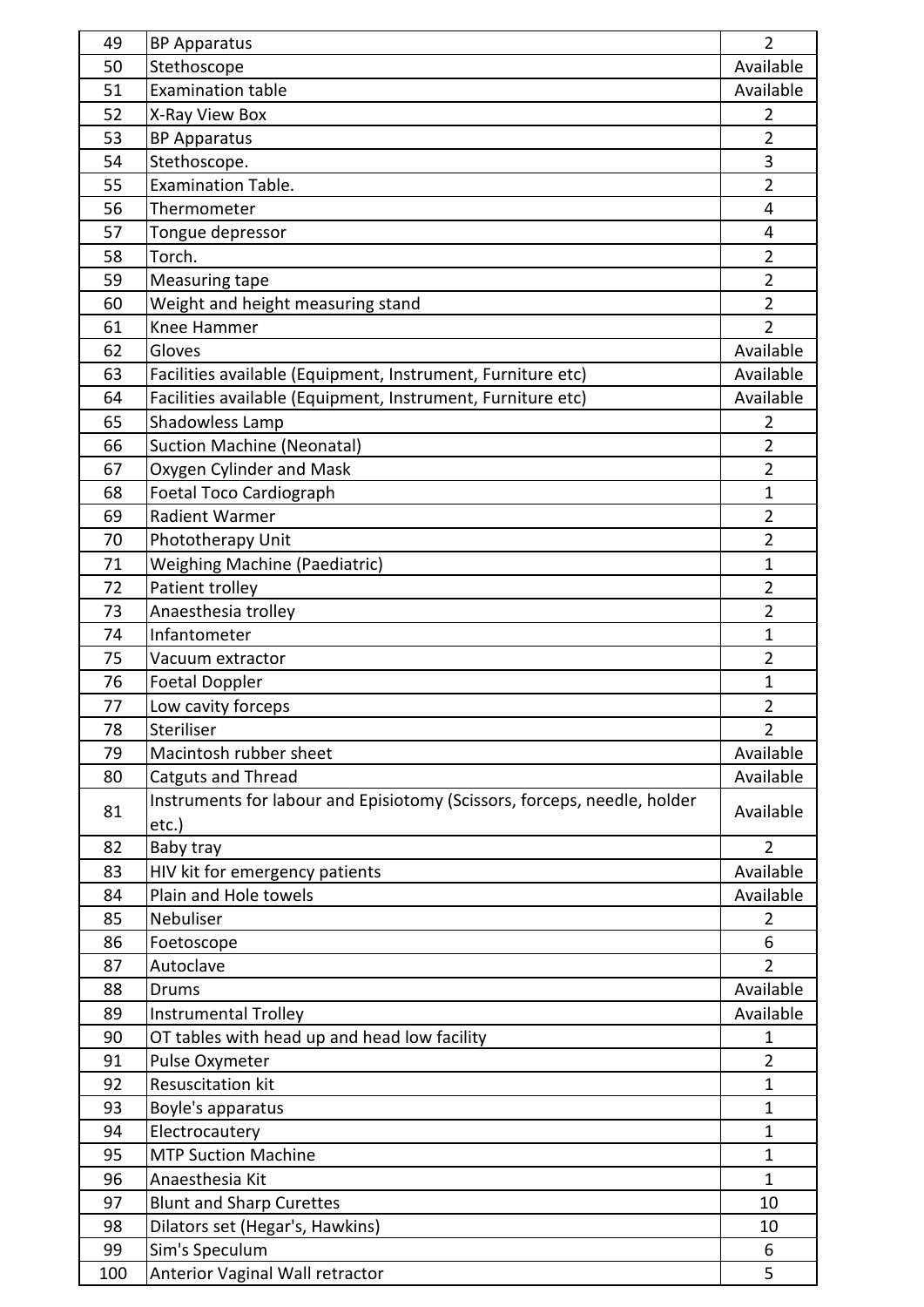| 49 | BP Apparatus | 2 |
|---|---|---|
| 50 | Stethoscope | Available |
| 51 | Examination table | Available |
| 52 | X-Ray View Box | 2 |
| 53 | BP Apparatus | 2 |
| 54 | Stethoscope. | 3 |
| 55 | Examination Table. | 2 |
| 56 | Thermometer | 4 |
| 57 | Tongue depressor | 4 |
| 58 | Torch. | 2 |
| 59 | Measuring tape | 2 |
| 60 | Weight and height measuring stand | 2 |
| 61 | Knee Hammer | 2 |
| 62 | Gloves | Available |
| 63 | Facilities available (Equipment, Instrument, Furniture etc) | Available |
| 64 | Facilities available (Equipment, Instrument, Furniture etc) | Available |
| 65 | Shadowless Lamp | 2 |
| 66 | Suction Machine (Neonatal) | 2 |
| 67 | Oxygen Cylinder and Mask | 2 |
| 68 | Foetal Toco Cardiograph | 1 |
| 69 | Radient Warmer | 2 |
| 70 | Phototherapy Unit | 2 |
| 71 | Weighing Machine (Paediatric) | 1 |
| 72 | Patient trolley | 2 |
| 73 | Anaesthesia trolley | 2 |
| 74 | Infantometer | 1 |
| 75 | Vacuum extractor | 2 |
| 76 | Foetal Doppler | 1 |
| 77 | Low cavity forceps | 2 |
| 78 | Steriliser | 2 |
| 79 | Macintosh rubber sheet | Available |
| 80 | Catguts and Thread | Available |
| 81 | Instruments for labour and Episiotomy (Scissors, forceps, needle, holder etc.) | Available |
| 82 | Baby tray | 2 |
| 83 | HIV kit for emergency patients | Available |
| 84 | Plain and Hole towels | Available |
| 85 | Nebuliser | 2 |
| 86 | Foetoscope | 6 |
| 87 | Autoclave | 2 |
| 88 | Drums | Available |
| 89 | Instrumental Trolley | Available |
| 90 | OT tables with head up and head low facility | 1 |
| 91 | Pulse Oxymeter | 2 |
| 92 | Resuscitation kit | 1 |
| 93 | Boyle's apparatus | 1 |
| 94 | Electrocautery | 1 |
| 95 | MTP Suction Machine | 1 |
| 96 | Anaesthesia Kit | 1 |
| 97 | Blunt and Sharp Curettes | 10 |
| 98 | Dilators set (Hegar's, Hawkins) | 10 |
| 99 | Sim's Speculum | 6 |
| 100 | Anterior Vaginal Wall retractor | 5 |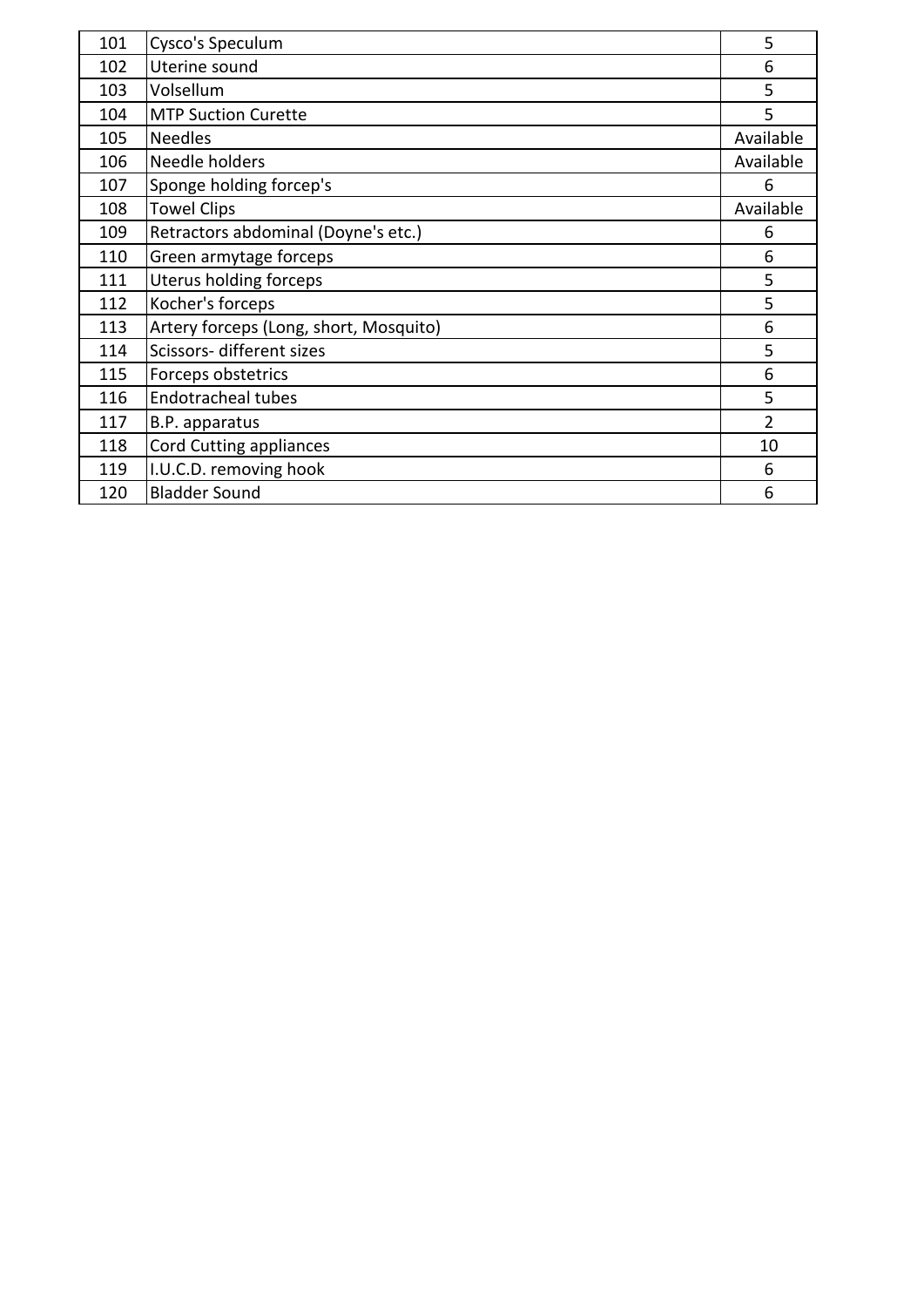| | | |
|---|---|---|
| 101 | Cysco's Speculum | 5 |
| 102 | Uterine sound | 6 |
| 103 | Volsellum | 5 |
| 104 | MTP Suction Curette | 5 |
| 105 | Needles | Available |
| 106 | Needle holders | Available |
| 107 | Sponge holding forcep's | 6 |
| 108 | Towel Clips | Available |
| 109 | Retractors abdominal (Doyne's etc.) | 6 |
| 110 | Green armytage forceps | 6 |
| 111 | Uterus holding forceps | 5 |
| 112 | Kocher's forceps | 5 |
| 113 | Artery forceps (Long, short, Mosquito) | 6 |
| 114 | Scissors- different sizes | 5 |
| 115 | Forceps obstetrics | 6 |
| 116 | Endotracheal tubes | 5 |
| 117 | B.P. apparatus | 2 |
| 118 | Cord Cutting appliances | 10 |
| 119 | I.U.C.D. removing hook | 6 |
| 120 | Bladder Sound | 6 |